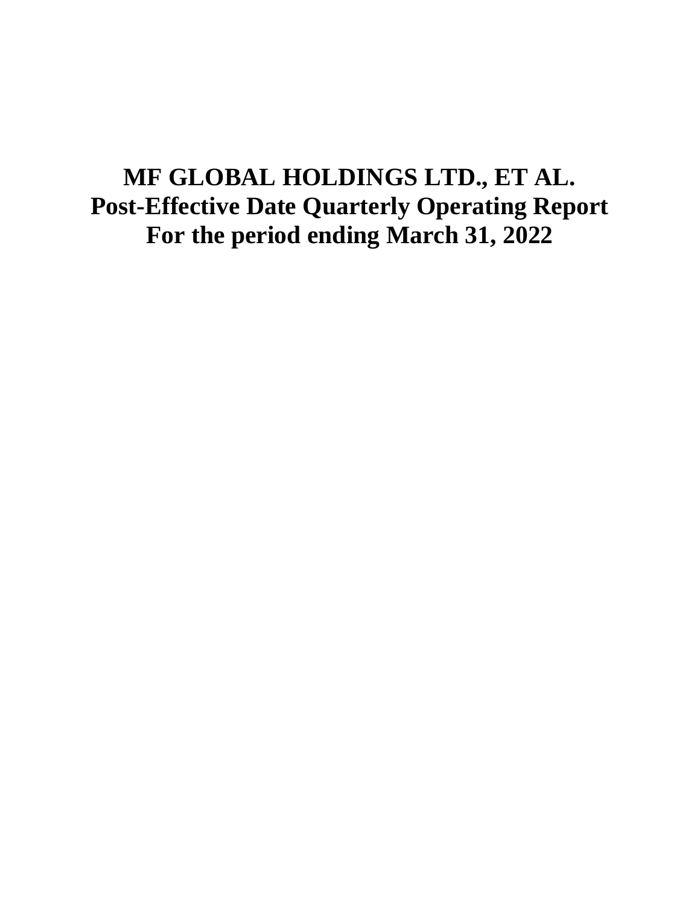# MF GLOBAL HOLDINGS LTD., ET AL.

# Post-Effective Date Quarterly Operating Report

# For the period ending March 31, 2022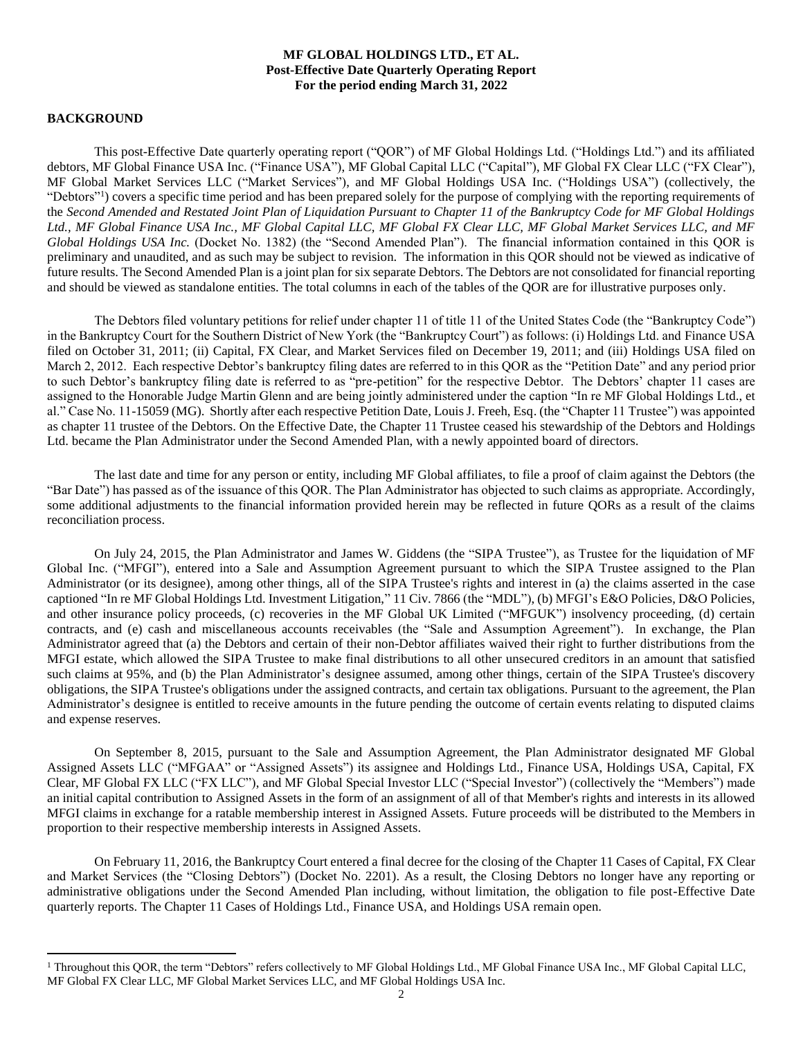**MF GLOBAL HOLDINGS LTD., ET AL.**
**Post-Effective Date Quarterly Operating Report**
**For the period ending March 31, 2022**

## BACKGROUND

This post-Effective Date quarterly operating report ("QOR") of MF Global Holdings Ltd. ("Holdings Ltd.") and its affiliated debtors, MF Global Finance USA Inc. ("Finance USA"), MF Global Capital LLC ("Capital"), MF Global FX Clear LLC ("FX Clear"), MF Global Market Services LLC ("Market Services"), and MF Global Holdings USA Inc. ("Holdings USA") (collectively, the "Debtors"[1]) covers a specific time period and has been prepared solely for the purpose of complying with the reporting requirements of the *Second Amended and Restated Joint Plan of Liquidation Pursuant to Chapter 11 of the Bankruptcy Code for MF Global Holdings Ltd., MF Global Finance USA Inc., MF Global Capital LLC, MF Global FX Clear LLC, MF Global Market Services LLC, and MF Global Holdings USA Inc.* (Docket No. 1382) (the "Second Amended Plan"). The financial information contained in this QOR is preliminary and unaudited, and as such may be subject to revision. The information in this QOR should not be viewed as indicative of future results. The Second Amended Plan is a joint plan for six separate Debtors. The Debtors are not consolidated for financial reporting and should be viewed as standalone entities. The total columns in each of the tables of the QOR are for illustrative purposes only.

The Debtors filed voluntary petitions for relief under chapter 11 of title 11 of the United States Code (the "Bankruptcy Code") in the Bankruptcy Court for the Southern District of New York (the "Bankruptcy Court") as follows: (i) Holdings Ltd. and Finance USA filed on October 31, 2011; (ii) Capital, FX Clear, and Market Services filed on December 19, 2011; and (iii) Holdings USA filed on March 2, 2012. Each respective Debtor's bankruptcy filing dates are referred to in this QOR as the "Petition Date" and any period prior to such Debtor's bankruptcy filing date is referred to as "pre-petition" for the respective Debtor. The Debtors' chapter 11 cases are assigned to the Honorable Judge Martin Glenn and are being jointly administered under the caption "In re MF Global Holdings Ltd., et al." Case No. 11-15059 (MG). Shortly after each respective Petition Date, Louis J. Freeh, Esq. (the "Chapter 11 Trustee") was appointed as chapter 11 trustee of the Debtors. On the Effective Date, the Chapter 11 Trustee ceased his stewardship of the Debtors and Holdings Ltd. became the Plan Administrator under the Second Amended Plan, with a newly appointed board of directors.

The last date and time for any person or entity, including MF Global affiliates, to file a proof of claim against the Debtors (the "Bar Date") has passed as of the issuance of this QOR. The Plan Administrator has objected to such claims as appropriate. Accordingly, some additional adjustments to the financial information provided herein may be reflected in future QORs as a result of the claims reconciliation process.

On July 24, 2015, the Plan Administrator and James W. Giddens (the "SIPA Trustee"), as Trustee for the liquidation of MF Global Inc. ("MFGI"), entered into a Sale and Assumption Agreement pursuant to which the SIPA Trustee assigned to the Plan Administrator (or its designee), among other things, all of the SIPA Trustee's rights and interest in (a) the claims asserted in the case captioned "In re MF Global Holdings Ltd. Investment Litigation," 11 Civ. 7866 (the "MDL"), (b) MFGI's E&O Policies, D&O Policies, and other insurance policy proceeds, (c) recoveries in the MF Global UK Limited ("MFGUK") insolvency proceeding, (d) certain contracts, and (e) cash and miscellaneous accounts receivables (the "Sale and Assumption Agreement"). In exchange, the Plan Administrator agreed that (a) the Debtors and certain of their non-Debtor affiliates waived their right to further distributions from the MFGI estate, which allowed the SIPA Trustee to make final distributions to all other unsecured creditors in an amount that satisfied such claims at 95%, and (b) the Plan Administrator's designee assumed, among other things, certain of the SIPA Trustee's discovery obligations, the SIPA Trustee's obligations under the assigned contracts, and certain tax obligations. Pursuant to the agreement, the Plan Administrator's designee is entitled to receive amounts in the future pending the outcome of certain events relating to disputed claims and expense reserves.

On September 8, 2015, pursuant to the Sale and Assumption Agreement, the Plan Administrator designated MF Global Assigned Assets LLC ("MFGAA" or "Assigned Assets") its assignee and Holdings Ltd., Finance USA, Holdings USA, Capital, FX Clear, MF Global FX LLC ("FX LLC"), and MF Global Special Investor LLC ("Special Investor") (collectively the "Members") made an initial capital contribution to Assigned Assets in the form of an assignment of all of that Member's rights and interests in its allowed MFGI claims in exchange for a ratable membership interest in Assigned Assets. Future proceeds will be distributed to the Members in proportion to their respective membership interests in Assigned Assets.

On February 11, 2016, the Bankruptcy Court entered a final decree for the closing of the Chapter 11 Cases of Capital, FX Clear and Market Services (the "Closing Debtors") (Docket No. 2201). As a result, the Closing Debtors no longer have any reporting or administrative obligations under the Second Amended Plan including, without limitation, the obligation to file post-Effective Date quarterly reports. The Chapter 11 Cases of Holdings Ltd., Finance USA, and Holdings USA remain open.

[1] Throughout this QOR, the term "Debtors" refers collectively to MF Global Holdings Ltd., MF Global Finance USA Inc., MF Global Capital LLC, MF Global FX Clear LLC, MF Global Market Services LLC, and MF Global Holdings USA Inc.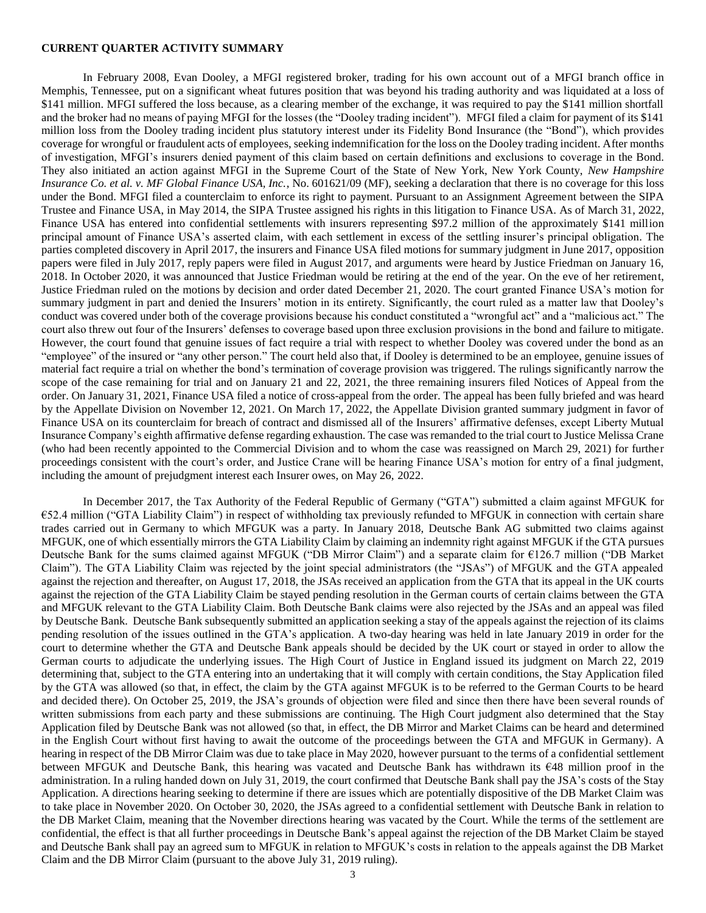**CURRENT QUARTER ACTIVITY SUMMARY**

In February 2008, Evan Dooley, a MFGI registered broker, trading for his own account out of a MFGI branch office in Memphis, Tennessee, put on a significant wheat futures position that was beyond his trading authority and was liquidated at a loss of \$141 million. MFGI suffered the loss because, as a clearing member of the exchange, it was required to pay the \$141 million shortfall and the broker had no means of paying MFGI for the losses (the "Dooley trading incident"). MFGI filed a claim for payment of its \$141 million loss from the Dooley trading incident plus statutory interest under its Fidelity Bond Insurance (the "Bond"), which provides coverage for wrongful or fraudulent acts of employees, seeking indemnification for the loss on the Dooley trading incident. After months of investigation, MFGI's insurers denied payment of this claim based on certain definitions and exclusions to coverage in the Bond. They also initiated an action against MFGI in the Supreme Court of the State of New York, New York County, *New Hampshire Insurance Co. et al. v. MF Global Finance USA, Inc.*, No. 601621/09 (MF), seeking a declaration that there is no coverage for this loss under the Bond. MFGI filed a counterclaim to enforce its right to payment. Pursuant to an Assignment Agreement between the SIPA Trustee and Finance USA, in May 2014, the SIPA Trustee assigned his rights in this litigation to Finance USA. As of March 31, 2022, Finance USA has entered into confidential settlements with insurers representing \$97.2 million of the approximately \$141 million principal amount of Finance USA's asserted claim, with each settlement in excess of the settling insurer's principal obligation. The parties completed discovery in April 2017, the insurers and Finance USA filed motions for summary judgment in June 2017, opposition papers were filed in July 2017, reply papers were filed in August 2017, and arguments were heard by Justice Friedman on January 16, 2018. In October 2020, it was announced that Justice Friedman would be retiring at the end of the year. On the eve of her retirement, Justice Friedman ruled on the motions by decision and order dated December 21, 2020. The court granted Finance USA's motion for summary judgment in part and denied the Insurers' motion in its entirety. Significantly, the court ruled as a matter law that Dooley's conduct was covered under both of the coverage provisions because his conduct constituted a "wrongful act" and a "malicious act." The court also threw out four of the Insurers' defenses to coverage based upon three exclusion provisions in the bond and failure to mitigate. However, the court found that genuine issues of fact require a trial with respect to whether Dooley was covered under the bond as an "employee" of the insured or "any other person." The court held also that, if Dooley is determined to be an employee, genuine issues of material fact require a trial on whether the bond's termination of coverage provision was triggered. The rulings significantly narrow the scope of the case remaining for trial and on January 21 and 22, 2021, the three remaining insurers filed Notices of Appeal from the order. On January 31, 2021, Finance USA filed a notice of cross-appeal from the order. The appeal has been fully briefed and was heard by the Appellate Division on November 12, 2021. On March 17, 2022, the Appellate Division granted summary judgment in favor of Finance USA on its counterclaim for breach of contract and dismissed all of the Insurers' affirmative defenses, except Liberty Mutual Insurance Company's eighth affirmative defense regarding exhaustion. The case was remanded to the trial court to Justice Melissa Crane (who had been recently appointed to the Commercial Division and to whom the case was reassigned on March 29, 2021) for further proceedings consistent with the court's order, and Justice Crane will be hearing Finance USA's motion for entry of a final judgment, including the amount of prejudgment interest each Insurer owes, on May 26, 2022.

In December 2017, the Tax Authority of the Federal Republic of Germany ("GTA") submitted a claim against MFGUK for €52.4 million ("GTA Liability Claim") in respect of withholding tax previously refunded to MFGUK in connection with certain share trades carried out in Germany to which MFGUK was a party. In January 2018, Deutsche Bank AG submitted two claims against MFGUK, one of which essentially mirrors the GTA Liability Claim by claiming an indemnity right against MFGUK if the GTA pursues Deutsche Bank for the sums claimed against MFGUK ("DB Mirror Claim") and a separate claim for €126.7 million ("DB Market Claim"). The GTA Liability Claim was rejected by the joint special administrators (the "JSAs") of MFGUK and the GTA appealed against the rejection and thereafter, on August 17, 2018, the JSAs received an application from the GTA that its appeal in the UK courts against the rejection of the GTA Liability Claim be stayed pending resolution in the German courts of certain claims between the GTA and MFGUK relevant to the GTA Liability Claim. Both Deutsche Bank claims were also rejected by the JSAs and an appeal was filed by Deutsche Bank. Deutsche Bank subsequently submitted an application seeking a stay of the appeals against the rejection of its claims pending resolution of the issues outlined in the GTA's application. A two-day hearing was held in late January 2019 in order for the court to determine whether the GTA and Deutsche Bank appeals should be decided by the UK court or stayed in order to allow the German courts to adjudicate the underlying issues. The High Court of Justice in England issued its judgment on March 22, 2019 determining that, subject to the GTA entering into an undertaking that it will comply with certain conditions, the Stay Application filed by the GTA was allowed (so that, in effect, the claim by the GTA against MFGUK is to be referred to the German Courts to be heard and decided there). On October 25, 2019, the JSA's grounds of objection were filed and since then there have been several rounds of written submissions from each party and these submissions are continuing. The High Court judgment also determined that the Stay Application filed by Deutsche Bank was not allowed (so that, in effect, the DB Mirror and Market Claims can be heard and determined in the English Court without first having to await the outcome of the proceedings between the GTA and MFGUK in Germany). A hearing in respect of the DB Mirror Claim was due to take place in May 2020, however pursuant to the terms of a confidential settlement between MFGUK and Deutsche Bank, this hearing was vacated and Deutsche Bank has withdrawn its €48 million proof in the administration. In a ruling handed down on July 31, 2019, the court confirmed that Deutsche Bank shall pay the JSA's costs of the Stay Application. A directions hearing seeking to determine if there are issues which are potentially dispositive of the DB Market Claim was to take place in November 2020. On October 30, 2020, the JSAs agreed to a confidential settlement with Deutsche Bank in relation to the DB Market Claim, meaning that the November directions hearing was vacated by the Court. While the terms of the settlement are confidential, the effect is that all further proceedings in Deutsche Bank's appeal against the rejection of the DB Market Claim be stayed and Deutsche Bank shall pay an agreed sum to MFGUK in relation to MFGUK's costs in relation to the appeals against the DB Market Claim and the DB Mirror Claim (pursuant to the above July 31, 2019 ruling).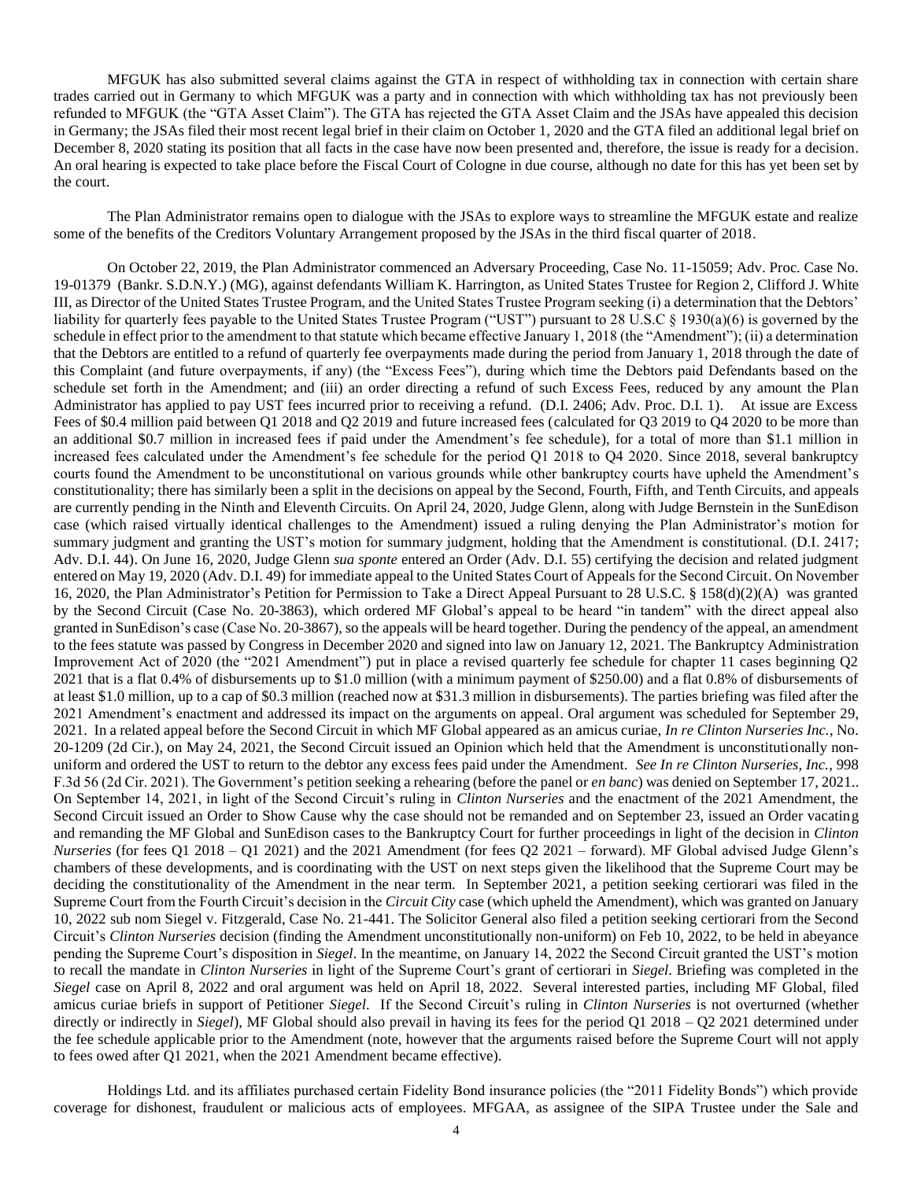MFGUK has also submitted several claims against the GTA in respect of withholding tax in connection with certain share trades carried out in Germany to which MFGUK was a party and in connection with which withholding tax has not previously been refunded to MFGUK (the "GTA Asset Claim"). The GTA has rejected the GTA Asset Claim and the JSAs have appealed this decision in Germany; the JSAs filed their most recent legal brief in their claim on October 1, 2020 and the GTA filed an additional legal brief on December 8, 2020 stating its position that all facts in the case have now been presented and, therefore, the issue is ready for a decision. An oral hearing is expected to take place before the Fiscal Court of Cologne in due course, although no date for this has yet been set by the court.

The Plan Administrator remains open to dialogue with the JSAs to explore ways to streamline the MFGUK estate and realize some of the benefits of the Creditors Voluntary Arrangement proposed by the JSAs in the third fiscal quarter of 2018.

On October 22, 2019, the Plan Administrator commenced an Adversary Proceeding, Case No. 11-15059; Adv. Proc. Case No. 19-01379 (Bankr. S.D.N.Y.) (MG), against defendants William K. Harrington, as United States Trustee for Region 2, Clifford J. White III, as Director of the United States Trustee Program, and the United States Trustee Program seeking (i) a determination that the Debtors' liability for quarterly fees payable to the United States Trustee Program ("UST") pursuant to 28 U.S.C § 1930(a)(6) is governed by the schedule in effect prior to the amendment to that statute which became effective January 1, 2018 (the "Amendment"); (ii) a determination that the Debtors are entitled to a refund of quarterly fee overpayments made during the period from January 1, 2018 through the date of this Complaint (and future overpayments, if any) (the "Excess Fees"), during which time the Debtors paid Defendants based on the schedule set forth in the Amendment; and (iii) an order directing a refund of such Excess Fees, reduced by any amount the Plan Administrator has applied to pay UST fees incurred prior to receiving a refund. (D.I. 2406; Adv. Proc. D.I. 1). At issue are Excess Fees of $0.4 million paid between Q1 2018 and Q2 2019 and future increased fees (calculated for Q3 2019 to Q4 2020 to be more than an additional $0.7 million in increased fees if paid under the Amendment's fee schedule), for a total of more than $1.1 million in increased fees calculated under the Amendment's fee schedule for the period Q1 2018 to Q4 2020. Since 2018, several bankruptcy courts found the Amendment to be unconstitutional on various grounds while other bankruptcy courts have upheld the Amendment's constitutionality; there has similarly been a split in the decisions on appeal by the Second, Fourth, Fifth, and Tenth Circuits, and appeals are currently pending in the Ninth and Eleventh Circuits. On April 24, 2020, Judge Glenn, along with Judge Bernstein in the SunEdison case (which raised virtually identical challenges to the Amendment) issued a ruling denying the Plan Administrator's motion for summary judgment and granting the UST's motion for summary judgment, holding that the Amendment is constitutional. (D.I. 2417; Adv. D.I. 44). On June 16, 2020, Judge Glenn *sua sponte* entered an Order (Adv. D.I. 55) certifying the decision and related judgment entered on May 19, 2020 (Adv. D.I. 49) for immediate appeal to the United States Court of Appeals for the Second Circuit. On November 16, 2020, the Plan Administrator's Petition for Permission to Take a Direct Appeal Pursuant to 28 U.S.C. § 158(d)(2)(A) was granted by the Second Circuit (Case No. 20-3863), which ordered MF Global's appeal to be heard "in tandem" with the direct appeal also granted in SunEdison's case (Case No. 20-3867), so the appeals will be heard together. During the pendency of the appeal, an amendment to the fees statute was passed by Congress in December 2020 and signed into law on January 12, 2021. The Bankruptcy Administration Improvement Act of 2020 (the "2021 Amendment") put in place a revised quarterly fee schedule for chapter 11 cases beginning Q2 2021 that is a flat 0.4% of disbursements up to $1.0 million (with a minimum payment of $250.00) and a flat 0.8% of disbursements of at least $1.0 million, up to a cap of $0.3 million (reached now at $31.3 million in disbursements). The parties briefing was filed after the 2021 Amendment's enactment and addressed its impact on the arguments on appeal. Oral argument was scheduled for September 29, 2021. In a related appeal before the Second Circuit in which MF Global appeared as an amicus curiae, *In re Clinton Nurseries Inc.*, No. 20-1209 (2d Cir.), on May 24, 2021, the Second Circuit issued an Opinion which held that the Amendment is unconstitutionally non-uniform and ordered the UST to return to the debtor any excess fees paid under the Amendment. *See In re Clinton Nurseries, Inc.*, 998 F.3d 56 (2d Cir. 2021). The Government's petition seeking a rehearing (before the panel or *en banc*) was denied on September 17, 2021.. On September 14, 2021, in light of the Second Circuit's ruling in *Clinton Nurseries* and the enactment of the 2021 Amendment, the Second Circuit issued an Order to Show Cause why the case should not be remanded and on September 23, issued an Order vacating and remanding the MF Global and SunEdison cases to the Bankruptcy Court for further proceedings in light of the decision in *Clinton Nurseries* (for fees Q1 2018 – Q1 2021) and the 2021 Amendment (for fees Q2 2021 – forward). MF Global advised Judge Glenn's chambers of these developments, and is coordinating with the UST on next steps given the likelihood that the Supreme Court may be deciding the constitutionality of the Amendment in the near term. In September 2021, a petition seeking certiorari was filed in the Supreme Court from the Fourth Circuit's decision in the *Circuit City* case (which upheld the Amendment), which was granted on January 10, 2022 sub nom Siegel v. Fitzgerald, Case No. 21-441. The Solicitor General also filed a petition seeking certiorari from the Second Circuit's *Clinton Nurseries* decision (finding the Amendment unconstitutionally non-uniform) on Feb 10, 2022, to be held in abeyance pending the Supreme Court's disposition in *Siegel*. In the meantime, on January 14, 2022 the Second Circuit granted the UST's motion to recall the mandate in *Clinton Nurseries* in light of the Supreme Court's grant of certiorari in *Siegel*. Briefing was completed in the *Siegel* case on April 8, 2022 and oral argument was held on April 18, 2022. Several interested parties, including MF Global, filed amicus curiae briefs in support of Petitioner *Siegel*. If the Second Circuit's ruling in *Clinton Nurseries* is not overturned (whether directly or indirectly in *Siegel*), MF Global should also prevail in having its fees for the period Q1 2018 – Q2 2021 determined under the fee schedule applicable prior to the Amendment (note, however that the arguments raised before the Supreme Court will not apply to fees owed after Q1 2021, when the 2021 Amendment became effective).

Holdings Ltd. and its affiliates purchased certain Fidelity Bond insurance policies (the "2011 Fidelity Bonds") which provide coverage for dishonest, fraudulent or malicious acts of employees. MFGAA, as assignee of the SIPA Trustee under the Sale and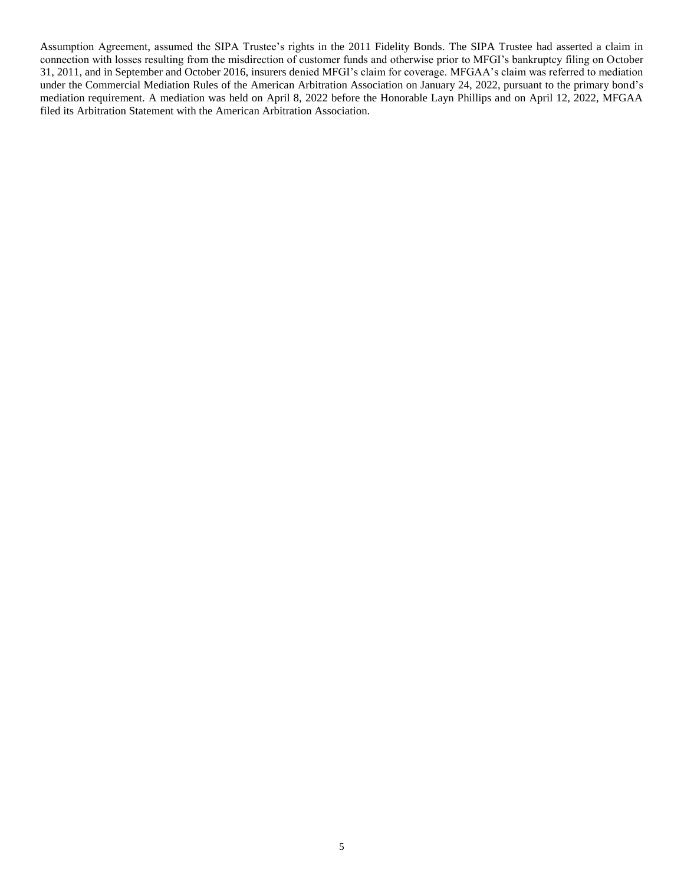Assumption Agreement, assumed the SIPA Trustee's rights in the 2011 Fidelity Bonds. The SIPA Trustee had asserted a claim in connection with losses resulting from the misdirection of customer funds and otherwise prior to MFGI's bankruptcy filing on October 31, 2011, and in September and October 2016, insurers denied MFGI's claim for coverage. MFGAA's claim was referred to mediation under the Commercial Mediation Rules of the American Arbitration Association on January 24, 2022, pursuant to the primary bond's mediation requirement. A mediation was held on April 8, 2022 before the Honorable Layn Phillips and on April 12, 2022, MFGAA filed its Arbitration Statement with the American Arbitration Association.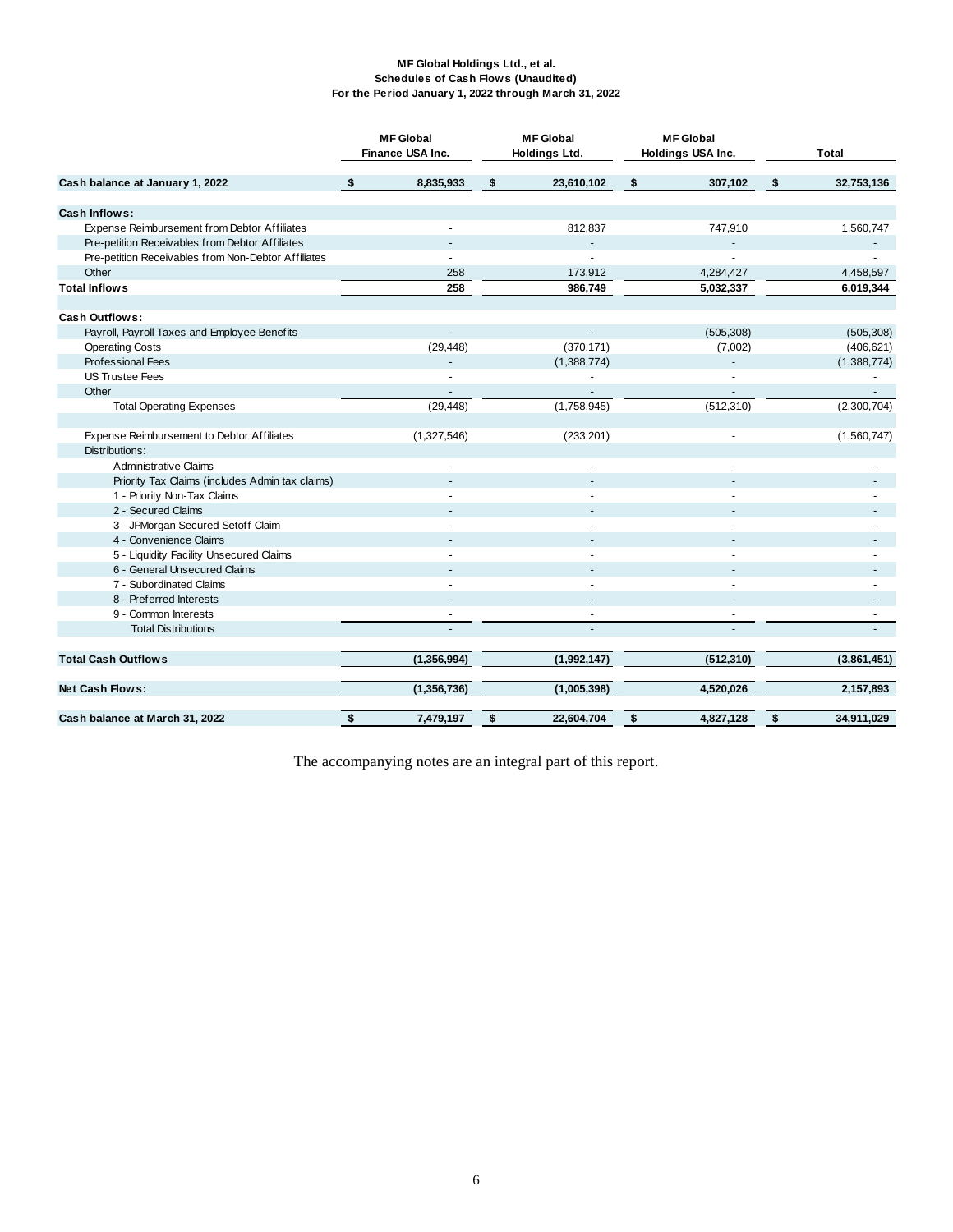**MF Global Holdings Ltd., et al.**
**Schedules of Cash Flows (Unaudited)**
**For the Period January 1, 2022 through March 31, 2022**

| | MF Global Finance USA Inc. | MF Global Holdings Ltd. | MF Global Holdings USA Inc. | Total |
|---|---|---|---|---|
| **Cash balance at January 1, 2022** | **$ 8,835,933** | **$ 23,610,102** | **$ 307,102** | **$ 32,753,136** |
| **Cash Inflows:** | | | | |
| Expense Reimbursement from Debtor Affiliates | - | 812,837 | 747,910 | 1,560,747 |
| Pre-petition Receivables from Debtor Affiliates | - | - | - | - |
| Pre-petition Receivables from Non-Debtor Affiliates | - | - | - | - |
| Other | 258 | 173,912 | 4,284,427 | 4,458,597 |
| **Total Inflows** | **258** | **986,749** | **5,032,337** | **6,019,344** |
| **Cash Outflows:** | | | | |
| Payroll, Payroll Taxes and Employee Benefits | - | - | (505,308) | (505,308) |
| Operating Costs | (29,448) | (370,171) | (7,002) | (406,621) |
| Professional Fees | - | (1,388,774) | - | (1,388,774) |
| US Trustee Fees | - | - | - | - |
| Other | - | - | - | - |
| Total Operating Expenses | (29,448) | (1,758,945) | (512,310) | (2,300,704) |
| Expense Reimbursement to Debtor Affiliates | (1,327,546) | (233,201) | - | (1,560,747) |
| Distributions: | | | | |
| Administrative Claims | - | - | - | - |
| Priority Tax Claims (includes Admin tax claims) | - | - | - | - |
| 1 - Priority Non-Tax Claims | - | - | - | - |
| 2 - Secured Claims | - | - | - | - |
| 3 - JPMorgan Secured Setoff Claim | - | - | - | - |
| 4 - Convenience Claims | - | - | - | - |
| 5 - Liquidity Facility Unsecured Claims | - | - | - | - |
| 6 - General Unsecured Claims | - | - | - | - |
| 7 - Subordinated Claims | - | - | - | - |
| 8 - Preferred Interests | - | - | - | - |
| 9 - Common Interests | - | - | - | - |
| Total Distributions | - | - | - | - |
| **Total Cash Outflows** | **(1,356,994)** | **(1,992,147)** | **(512,310)** | **(3,861,451)** |
| **Net Cash Flows:** | **(1,356,736)** | **(1,005,398)** | **4,520,026** | **2,157,893** |
| **Cash balance at March 31, 2022** | **$ 7,479,197** | **$ 22,604,704** | **$ 4,827,128** | **$ 34,911,029** |

The accompanying notes are an integral part of this report.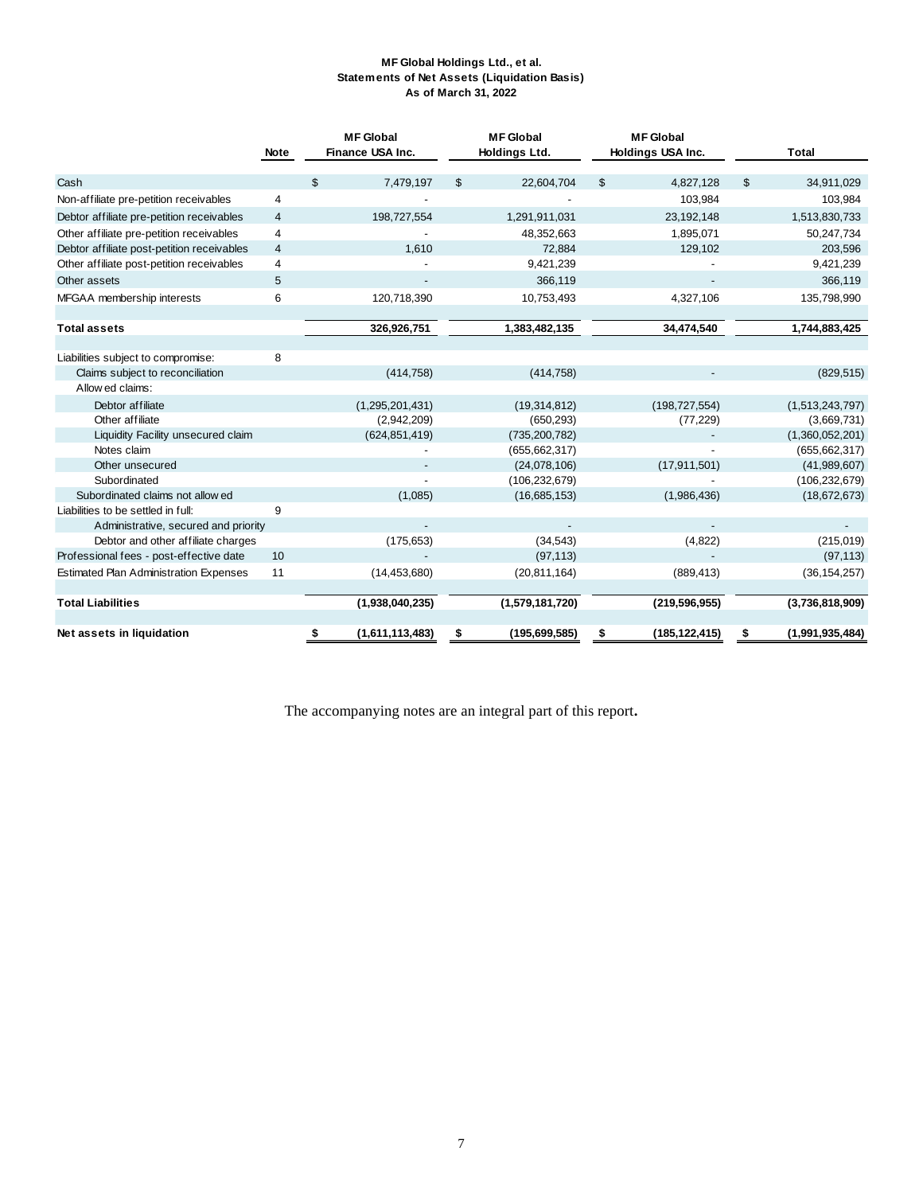**MF Global Holdings Ltd., et al.**
**Statements of Net Assets (Liquidation Basis)**
**As of March 31, 2022**

| | Note | MF Global Finance USA Inc. | MF Global Holdings Ltd. | MF Global Holdings USA Inc. | Total |
|---|---|---|---|---|---|
| Cash | | $ 7,479,197 | $ 22,604,704 | $ 4,827,128 | $ 34,911,029 |
| Non-affiliate pre-petition receivables | 4 | - | - | 103,984 | 103,984 |
| Debtor affiliate pre-petition receivables | 4 | 198,727,554 | 1,291,911,031 | 23,192,148 | 1,513,830,733 |
| Other affiliate pre-petition receivables | 4 | - | 48,352,663 | 1,895,071 | 50,247,734 |
| Debtor affiliate post-petition receivables | 4 | 1,610 | 72,884 | 129,102 | 203,596 |
| Other affiliate post-petition receivables | 4 | - | 9,421,239 | - | 9,421,239 |
| Other assets | 5 | - | 366,119 | - | 366,119 |
| MFGAA membership interests | 6 | 120,718,390 | 10,753,493 | 4,327,106 | 135,798,990 |
| **Total assets** | | **326,926,751** | **1,383,482,135** | **34,474,540** | **1,744,883,425** |
| Liabilities subject to compromise: | 8 | | | | |
| Claims subject to reconciliation | | (414,758) | (414,758) | - | (829,515) |
| Allowed claims: | | | | | |
| Debtor affiliate | | (1,295,201,431) | (19,314,812) | (198,727,554) | (1,513,243,797) |
| Other affiliate | | (2,942,209) | (650,293) | (77,229) | (3,669,731) |
| Liquidity Facility unsecured claim | | (624,851,419) | (735,200,782) | - | (1,360,052,201) |
| Notes claim | | - | (655,662,317) | - | (655,662,317) |
| Other unsecured | | - | (24,078,106) | (17,911,501) | (41,989,607) |
| Subordinated | | - | (106,232,679) | - | (106,232,679) |
| Subordinated claims not allowed | | (1,085) | (16,685,153) | (1,986,436) | (18,672,673) |
| Liabilities to be settled in full: | 9 | | | | |
| Administrative, secured and priority | | - | - | - | - |
| Debtor and other affiliate charges | | (175,653) | (34,543) | (4,822) | (215,019) |
| Professional fees - post-effective date | 10 | - | (97,113) | - | (97,113) |
| Estimated Plan Administration Expenses | 11 | (14,453,680) | (20,811,164) | (889,413) | (36,154,257) |
| **Total Liabilities** | | **(1,938,040,235)** | **(1,579,181,720)** | **(219,596,955)** | **(3,736,818,909)** |
| **Net assets in liquidation** | | **$ (1,611,113,483)** | **$ (195,699,585)** | **$ (185,122,415)** | **$ (1,991,935,484)** |

The accompanying notes are an integral part of this report**.**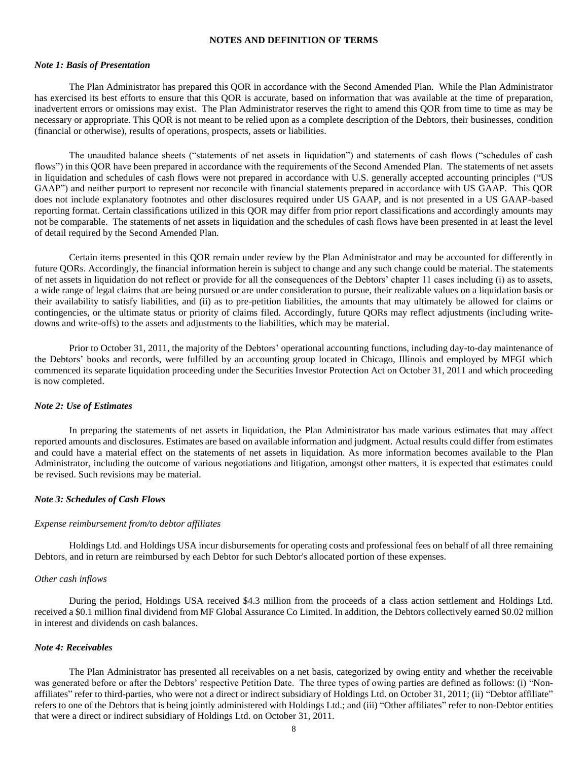## NOTES AND DEFINITION OF TERMS

### *Note 1: Basis of Presentation*

The Plan Administrator has prepared this QOR in accordance with the Second Amended Plan. While the Plan Administrator has exercised its best efforts to ensure that this QOR is accurate, based on information that was available at the time of preparation, inadvertent errors or omissions may exist. The Plan Administrator reserves the right to amend this QOR from time to time as may be necessary or appropriate. This QOR is not meant to be relied upon as a complete description of the Debtors, their businesses, condition (financial or otherwise), results of operations, prospects, assets or liabilities.

The unaudited balance sheets ("statements of net assets in liquidation") and statements of cash flows ("schedules of cash flows") in this QOR have been prepared in accordance with the requirements of the Second Amended Plan. The statements of net assets in liquidation and schedules of cash flows were not prepared in accordance with U.S. generally accepted accounting principles ("US GAAP") and neither purport to represent nor reconcile with financial statements prepared in accordance with US GAAP. This QOR does not include explanatory footnotes and other disclosures required under US GAAP, and is not presented in a US GAAP-based reporting format. Certain classifications utilized in this QOR may differ from prior report classifications and accordingly amounts may not be comparable. The statements of net assets in liquidation and the schedules of cash flows have been presented in at least the level of detail required by the Second Amended Plan.

Certain items presented in this QOR remain under review by the Plan Administrator and may be accounted for differently in future QORs. Accordingly, the financial information herein is subject to change and any such change could be material. The statements of net assets in liquidation do not reflect or provide for all the consequences of the Debtors' chapter 11 cases including (i) as to assets, a wide range of legal claims that are being pursued or are under consideration to pursue, their realizable values on a liquidation basis or their availability to satisfy liabilities, and (ii) as to pre-petition liabilities, the amounts that may ultimately be allowed for claims or contingencies, or the ultimate status or priority of claims filed. Accordingly, future QORs may reflect adjustments (including write-downs and write-offs) to the assets and adjustments to the liabilities, which may be material.

Prior to October 31, 2011, the majority of the Debtors' operational accounting functions, including day-to-day maintenance of the Debtors' books and records, were fulfilled by an accounting group located in Chicago, Illinois and employed by MFGI which commenced its separate liquidation proceeding under the Securities Investor Protection Act on October 31, 2011 and which proceeding is now completed.

### *Note 2: Use of Estimates*

In preparing the statements of net assets in liquidation, the Plan Administrator has made various estimates that may affect reported amounts and disclosures. Estimates are based on available information and judgment. Actual results could differ from estimates and could have a material effect on the statements of net assets in liquidation. As more information becomes available to the Plan Administrator, including the outcome of various negotiations and litigation, amongst other matters, it is expected that estimates could be revised. Such revisions may be material.

### *Note 3: Schedules of Cash Flows*

*Expense reimbursement from/to debtor affiliates*

Holdings Ltd. and Holdings USA incur disbursements for operating costs and professional fees on behalf of all three remaining Debtors, and in return are reimbursed by each Debtor for such Debtor's allocated portion of these expenses.

*Other cash inflows*

During the period, Holdings USA received $4.3 million from the proceeds of a class action settlement and Holdings Ltd. received a $0.1 million final dividend from MF Global Assurance Co Limited. In addition, the Debtors collectively earned $0.02 million in interest and dividends on cash balances.

### *Note 4: Receivables*

The Plan Administrator has presented all receivables on a net basis, categorized by owing entity and whether the receivable was generated before or after the Debtors' respective Petition Date. The three types of owing parties are defined as follows: (i) "Non-affiliates" refer to third-parties, who were not a direct or indirect subsidiary of Holdings Ltd. on October 31, 2011; (ii) "Debtor affiliate" refers to one of the Debtors that is being jointly administered with Holdings Ltd.; and (iii) "Other affiliates" refer to non-Debtor entities that were a direct or indirect subsidiary of Holdings Ltd. on October 31, 2011.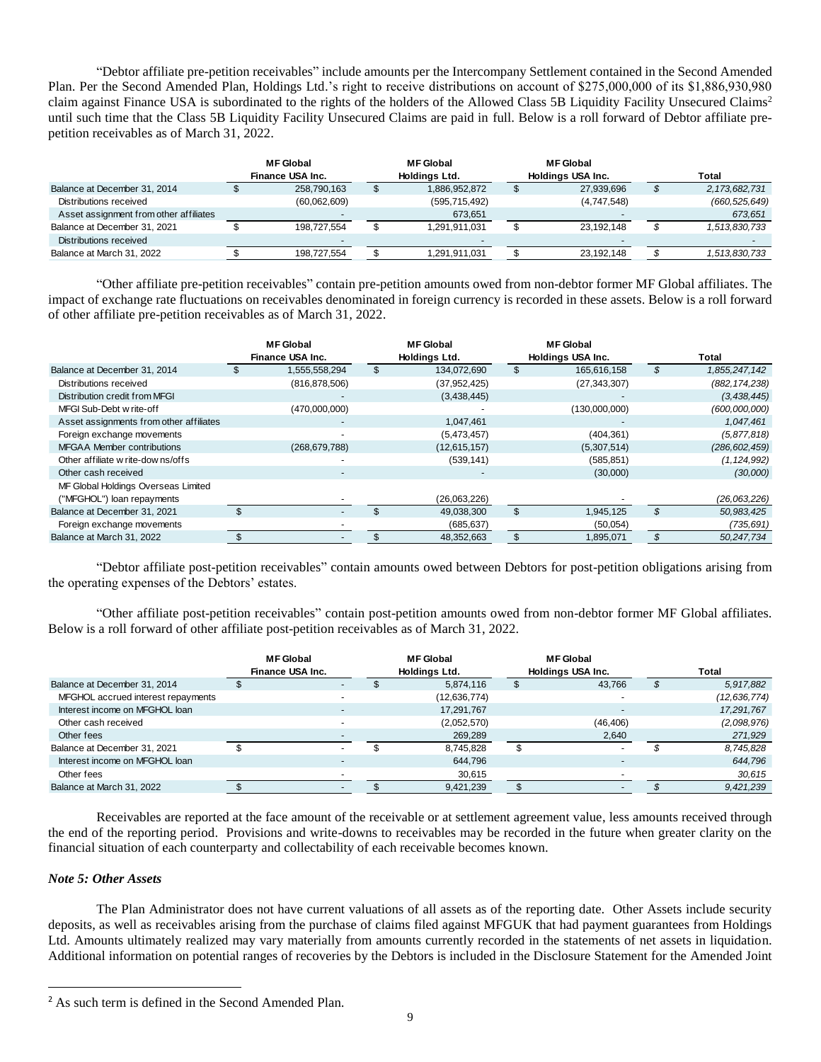"Debtor affiliate pre-petition receivables" include amounts per the Intercompany Settlement contained in the Second Amended Plan. Per the Second Amended Plan, Holdings Ltd.'s right to receive distributions on account of $275,000,000 of its $1,886,930,980 claim against Finance USA is subordinated to the rights of the holders of the Allowed Class 5B Liquidity Facility Unsecured Claims[2] until such time that the Class 5B Liquidity Facility Unsecured Claims are paid in full. Below is a roll forward of Debtor affiliate pre-petition receivables as of March 31, 2022.

| | MF Global Finance USA Inc. | MF Global Holdings Ltd. | MF Global Holdings USA Inc. | Total |
|---|---|---|---|---|
| Balance at December 31, 2014 | $ 258,790,163 | $ 1,886,952,872 | $ 27,939,696 | $ 2,173,682,731 |
| Distributions received | (60,062,609) | (595,715,492) | (4,747,548) | (660,525,649) |
| Asset assignment from other affiliates | - | 673,651 | - | 673,651 |
| Balance at December 31, 2021 | $ 198,727,554 | $ 1,291,911,031 | $ 23,192,148 | $ 1,513,830,733 |
| Distributions received | - | - | - | - |
| Balance at March 31, 2022 | $ 198,727,554 | $ 1,291,911,031 | $ 23,192,148 | $ 1,513,830,733 |

"Other affiliate pre-petition receivables" contain pre-petition amounts owed from non-debtor former MF Global affiliates. The impact of exchange rate fluctuations on receivables denominated in foreign currency is recorded in these assets. Below is a roll forward of other affiliate pre-petition receivables as of March 31, 2022.

| | MF Global Finance USA Inc. | MF Global Holdings Ltd. | MF Global Holdings USA Inc. | Total |
|---|---|---|---|---|
| Balance at December 31, 2014 | $ 1,555,558,294 | $ 134,072,690 | $ 165,616,158 | $ 1,855,247,142 |
| Distributions received | (816,878,506) | (37,952,425) | (27,343,307) | (882,174,238) |
| Distribution credit from MFGI | - | (3,438,445) | - | (3,438,445) |
| MFGI Sub-Debt write-off | (470,000,000) | - | (130,000,000) | (600,000,000) |
| Asset assignments from other affiliates | - | 1,047,461 | - | 1,047,461 |
| Foreign exchange movements | - | (5,473,457) | (404,361) | (5,877,818) |
| MFGAA Member contributions | (268,679,788) | (12,615,157) | (5,307,514) | (286,602,459) |
| Other affiliate write-downs/offs | - | (539,141) | (585,851) | (1,124,992) |
| Other cash received | - | - | (30,000) | (30,000) |
| MF Global Holdings Overseas Limited ("MFGHOL") loan repayments | - | (26,063,226) | - | (26,063,226) |
| Balance at December 31, 2021 | $ - | $ 49,038,300 | $ 1,945,125 | $ 50,983,425 |
| Foreign exchange movements | - | (685,637) | (50,054) | (735,691) |
| Balance at March 31, 2022 | $ - | $ 48,352,663 | $ 1,895,071 | $ 50,247,734 |

"Debtor affiliate post-petition receivables" contain amounts owed between Debtors for post-petition obligations arising from the operating expenses of the Debtors' estates.

"Other affiliate post-petition receivables" contain post-petition amounts owed from non-debtor former MF Global affiliates. Below is a roll forward of other affiliate post-petition receivables as of March 31, 2022.

| | MF Global Finance USA Inc. | MF Global Holdings Ltd. | MF Global Holdings USA Inc. | Total |
|---|---|---|---|---|
| Balance at December 31, 2014 | $ - | $ 5,874,116 | $ 43,766 | $ 5,917,882 |
| MFGHOL accrued interest repayments | - | (12,636,774) | - | (12,636,774) |
| Interest income on MFGHOL loan | - | 17,291,767 | - | 17,291,767 |
| Other cash received | - | (2,052,570) | (46,406) | (2,098,976) |
| Other fees | - | 269,289 | 2,640 | 271,929 |
| Balance at December 31, 2021 | $ - | $ 8,745,828 | $ - | $ 8,745,828 |
| Interest income on MFGHOL loan | - | 644,796 | - | 644,796 |
| Other fees | - | 30,615 | - | 30,615 |
| Balance at March 31, 2022 | $ - | $ 9,421,239 | $ - | $ 9,421,239 |

Receivables are reported at the face amount of the receivable or at settlement agreement value, less amounts received through the end of the reporting period. Provisions and write-downs to receivables may be recorded in the future when greater clarity on the financial situation of each counterparty and collectability of each receivable becomes known.

### *Note 5: Other Assets*

The Plan Administrator does not have current valuations of all assets as of the reporting date. Other Assets include security deposits, as well as receivables arising from the purchase of claims filed against MFGUK that had payment guarantees from Holdings Ltd. Amounts ultimately realized may vary materially from amounts currently recorded in the statements of net assets in liquidation. Additional information on potential ranges of recoveries by the Debtors is included in the Disclosure Statement for the Amended Joint

[2] As such term is defined in the Second Amended Plan.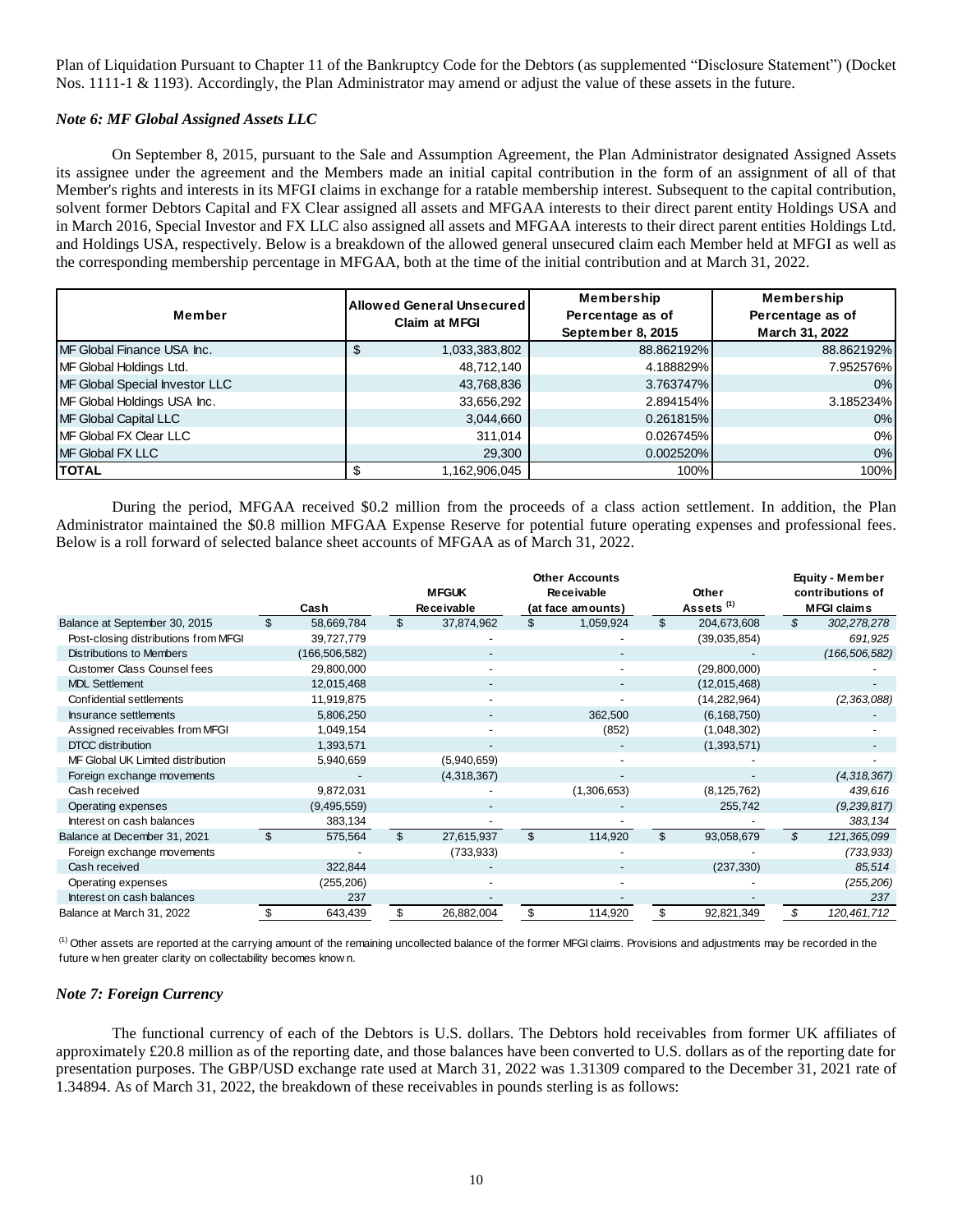Plan of Liquidation Pursuant to Chapter 11 of the Bankruptcy Code for the Debtors (as supplemented "Disclosure Statement") (Docket Nos. 1111-1 & 1193). Accordingly, the Plan Administrator may amend or adjust the value of these assets in the future.

### *Note 6: MF Global Assigned Assets LLC*

On September 8, 2015, pursuant to the Sale and Assumption Agreement, the Plan Administrator designated Assigned Assets its assignee under the agreement and the Members made an initial capital contribution in the form of an assignment of all of that Member's rights and interests in its MFGI claims in exchange for a ratable membership interest. Subsequent to the capital contribution, solvent former Debtors Capital and FX Clear assigned all assets and MFGAA interests to their direct parent entity Holdings USA and in March 2016, Special Investor and FX LLC also assigned all assets and MFGAA interests to their direct parent entities Holdings Ltd. and Holdings USA, respectively. Below is a breakdown of the allowed general unsecured claim each Member held at MFGI as well as the corresponding membership percentage in MFGAA, both at the time of the initial contribution and at March 31, 2022.

| Member | Allowed General Unsecured Claim at MFGI | Membership Percentage as of September 8, 2015 | Membership Percentage as of March 31, 2022 |
|---|---|---|---|
| MF Global Finance USA Inc. | $ 1,033,383,802 | 88.862192% | 88.862192% |
| MF Global Holdings Ltd. | 48,712,140 | 4.188829% | 7.952576% |
| MF Global Special Investor LLC | 43,768,836 | 3.763747% | 0% |
| MF Global Holdings USA Inc. | 33,656,292 | 2.894154% | 3.185234% |
| MF Global Capital LLC | 3,044,660 | 0.261815% | 0% |
| MF Global FX Clear LLC | 311,014 | 0.026745% | 0% |
| MF Global FX LLC | 29,300 | 0.002520% | 0% |
| **TOTAL** | $ 1,162,906,045 | 100% | 100% |

During the period, MFGAA received $0.2 million from the proceeds of a class action settlement. In addition, the Plan Administrator maintained the $0.8 million MFGAA Expense Reserve for potential future operating expenses and professional fees. Below is a roll forward of selected balance sheet accounts of MFGAA as of March 31, 2022.

| | Cash | MFGUK Receivable | Other Accounts Receivable (at face amounts) | Other Assets [(1)] | Equity - Member contributions of MFGI claims |
|---|---|---|---|---|---|
| Balance at September 30, 2015 | $ 58,669,784 | $ 37,874,962 | $ 1,059,924 | $ 204,673,608 | *$ 302,278,278* |
| Post-closing distributions from MFGI | 39,727,779 | - | - | (39,035,854) | *691,925* |
| Distributions to Members | (166,506,582) | - | - | - | *(166,506,582)* |
| Customer Class Counsel fees | 29,800,000 | - | - | (29,800,000) | - |
| MDL Settlement | 12,015,468 | - | - | (12,015,468) | - |
| Confidential settlements | 11,919,875 | - | - | (14,282,964) | *(2,363,088)* |
| Insurance settlements | 5,806,250 | - | 362,500 | (6,168,750) | - |
| Assigned receivables from MFGI | 1,049,154 | - | (852) | (1,048,302) | - |
| DTCC distribution | 1,393,571 | - | - | (1,393,571) | - |
| MF Global UK Limited distribution | 5,940,659 | (5,940,659) | - | - | - |
| Foreign exchange movements | - | (4,318,367) | - | - | *(4,318,367)* |
| Cash received | 9,872,031 | - | (1,306,653) | (8,125,762) | *439,616* |
| Operating expenses | (9,495,559) | - | - | 255,742 | *(9,239,817)* |
| Interest on cash balances | 383,134 | - | - | - | *383,134* |
| Balance at December 31, 2021 | $ 575,564 | $ 27,615,937 | $ 114,920 | $ 93,058,679 | *$ 121,365,099* |
| Foreign exchange movements | - | (733,933) | - | - | *(733,933)* |
| Cash received | 322,844 | - | - | (237,330) | *85,514* |
| Operating expenses | (255,206) | - | - | - | *(255,206)* |
| Interest on cash balances | 237 | - | - | - | *237* |
| Balance at March 31, 2022 | $ 643,439 | $ 26,882,004 | $ 114,920 | $ 92,821,349 | *$ 120,461,712* |

[(1)] Other assets are reported at the carrying amount of the remaining uncollected balance of the former MFGI claims. Provisions and adjustments may be recorded in the future when greater clarity on collectability becomes known.

### *Note 7: Foreign Currency*

The functional currency of each of the Debtors is U.S. dollars. The Debtors hold receivables from former UK affiliates of approximately £20.8 million as of the reporting date, and those balances have been converted to U.S. dollars as of the reporting date for presentation purposes. The GBP/USD exchange rate used at March 31, 2022 was 1.31309 compared to the December 31, 2021 rate of 1.34894. As of March 31, 2022, the breakdown of these receivables in pounds sterling is as follows: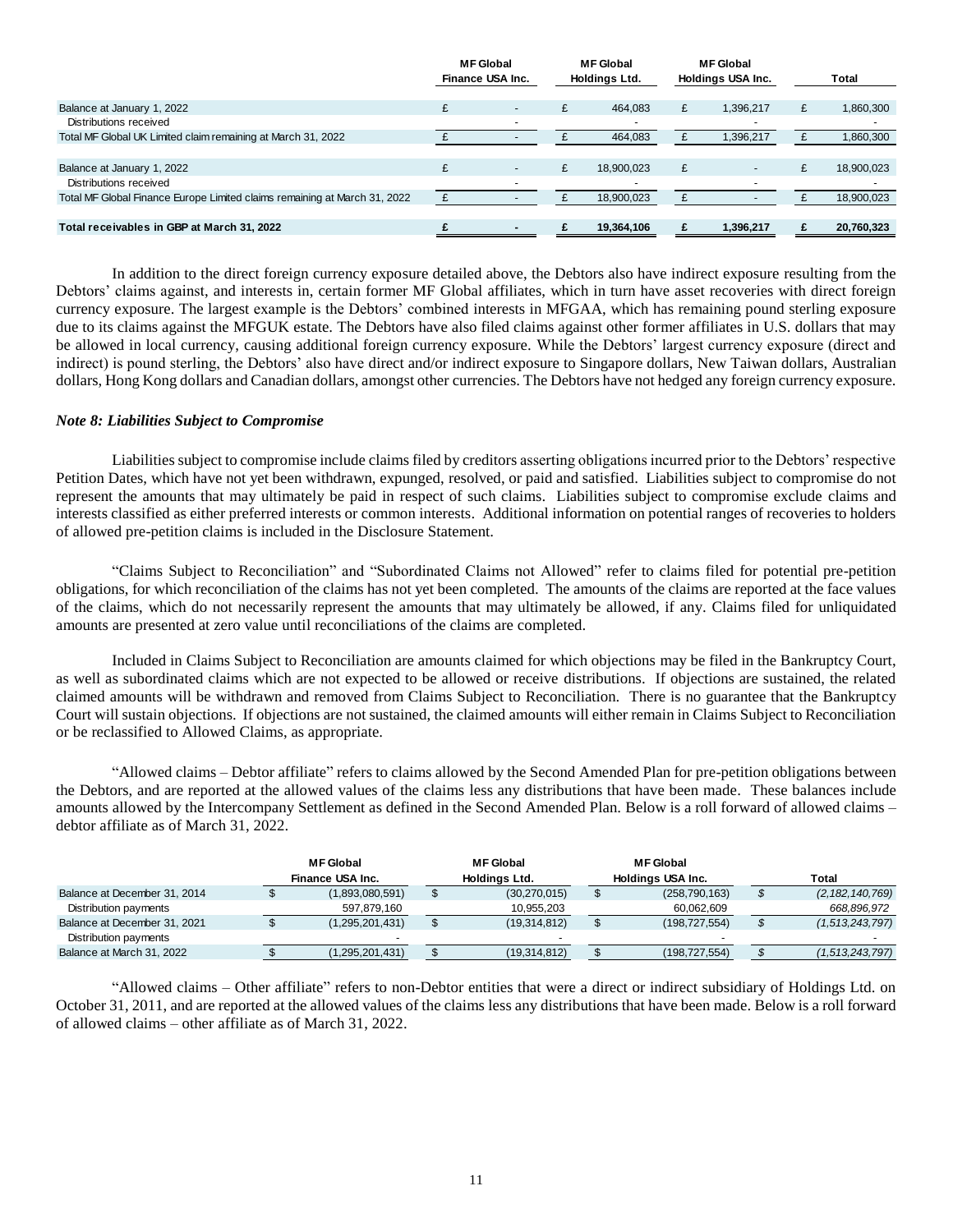| | MF Global Finance USA Inc. | MF Global Holdings Ltd. | MF Global Holdings USA Inc. | Total |
|---|---|---|---|---|
| Balance at January 1, 2022 | £ - | £ 464,083 | £ 1,396,217 | £ 1,860,300 |
| Distributions received | - | - | - | - |
| Total MF Global UK Limited claim remaining at March 31, 2022 | £ - | £ 464,083 | £ 1,396,217 | £ 1,860,300 |
| | | | | |
| Balance at January 1, 2022 | £ - | £ 18,900,023 | £ - | £ 18,900,023 |
| Distributions received | - | - | - | - |
| Total MF Global Finance Europe Limited claims remaining at March 31, 2022 | £ - | £ 18,900,023 | £ - | £ 18,900,023 |
| | | | | |
| **Total receivables in GBP at March 31, 2022** | **£ -** | **£ 19,364,106** | **£ 1,396,217** | **£ 20,760,323** |

In addition to the direct foreign currency exposure detailed above, the Debtors also have indirect exposure resulting from the Debtors' claims against, and interests in, certain former MF Global affiliates, which in turn have asset recoveries with direct foreign currency exposure. The largest example is the Debtors' combined interests in MFGAA, which has remaining pound sterling exposure due to its claims against the MFGUK estate. The Debtors have also filed claims against other former affiliates in U.S. dollars that may be allowed in local currency, causing additional foreign currency exposure. While the Debtors' largest currency exposure (direct and indirect) is pound sterling, the Debtors' also have direct and/or indirect exposure to Singapore dollars, New Taiwan dollars, Australian dollars, Hong Kong dollars and Canadian dollars, amongst other currencies. The Debtors have not hedged any foreign currency exposure.

### *Note 8: Liabilities Subject to Compromise*

Liabilities subject to compromise include claims filed by creditors asserting obligations incurred prior to the Debtors' respective Petition Dates, which have not yet been withdrawn, expunged, resolved, or paid and satisfied. Liabilities subject to compromise do not represent the amounts that may ultimately be paid in respect of such claims. Liabilities subject to compromise exclude claims and interests classified as either preferred interests or common interests. Additional information on potential ranges of recoveries to holders of allowed pre-petition claims is included in the Disclosure Statement.

"Claims Subject to Reconciliation" and "Subordinated Claims not Allowed" refer to claims filed for potential pre-petition obligations, for which reconciliation of the claims has not yet been completed. The amounts of the claims are reported at the face values of the claims, which do not necessarily represent the amounts that may ultimately be allowed, if any. Claims filed for unliquidated amounts are presented at zero value until reconciliations of the claims are completed.

Included in Claims Subject to Reconciliation are amounts claimed for which objections may be filed in the Bankruptcy Court, as well as subordinated claims which are not expected to be allowed or receive distributions. If objections are sustained, the related claimed amounts will be withdrawn and removed from Claims Subject to Reconciliation. There is no guarantee that the Bankruptcy Court will sustain objections. If objections are not sustained, the claimed amounts will either remain in Claims Subject to Reconciliation or be reclassified to Allowed Claims, as appropriate.

"Allowed claims – Debtor affiliate" refers to claims allowed by the Second Amended Plan for pre-petition obligations between the Debtors, and are reported at the allowed values of the claims less any distributions that have been made. These balances include amounts allowed by the Intercompany Settlement as defined in the Second Amended Plan. Below is a roll forward of allowed claims – debtor affiliate as of March 31, 2022.

| | MF Global Finance USA Inc. | MF Global Holdings Ltd. | MF Global Holdings USA Inc. | Total |
|---|---|---|---|---|
| Balance at December 31, 2014 | $ (1,893,080,591) | $ (30,270,015) | $ (258,790,163) | *$ (2,182,140,769)* |
| Distribution payments | 597,879,160 | 10,955,203 | 60,062,609 | *668,896,972* |
| Balance at December 31, 2021 | $ (1,295,201,431) | $ (19,314,812) | $ (198,727,554) | *$ (1,513,243,797)* |
| Distribution payments | - | - | - | - |
| Balance at March 31, 2022 | $ (1,295,201,431) | $ (19,314,812) | $ (198,727,554) | *$ (1,513,243,797)* |

"Allowed claims – Other affiliate" refers to non-Debtor entities that were a direct or indirect subsidiary of Holdings Ltd. on October 31, 2011, and are reported at the allowed values of the claims less any distributions that have been made. Below is a roll forward of allowed claims – other affiliate as of March 31, 2022.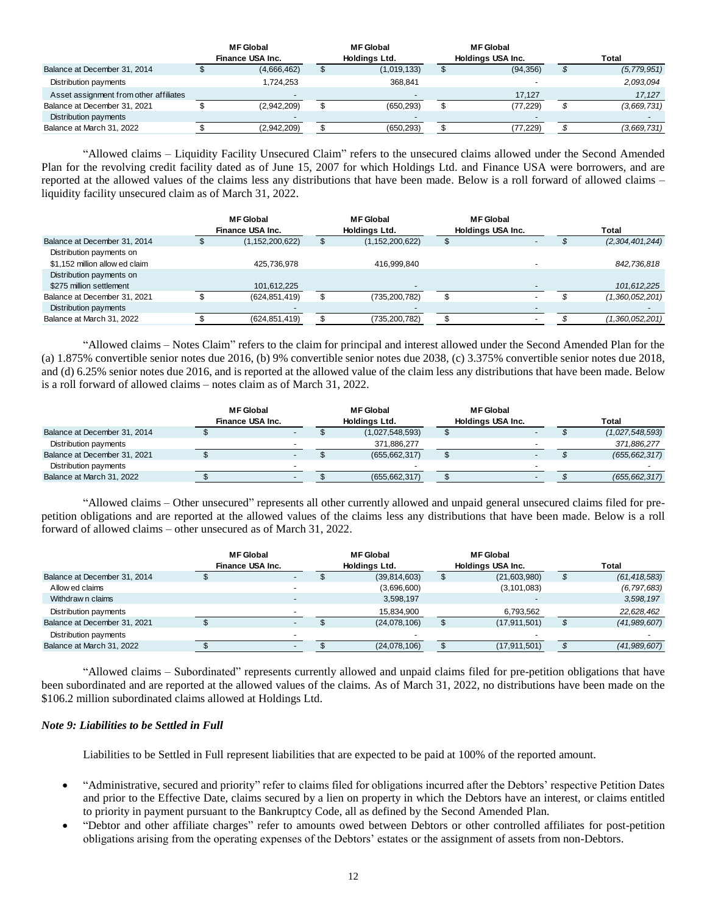| | MF Global Finance USA Inc. | MF Global Holdings Ltd. | MF Global Holdings USA Inc. | Total |
|---|---|---|---|---|
| Balance at December 31, 2014 | $ (4,666,462) | $ (1,019,133) | $ (94,356) | $ (5,779,951) |
| Distribution payments | 1,724,253 | 368,841 | - | 2,093,094 |
| Asset assignment from other affiliates | - | - | 17,127 | 17,127 |
| Balance at December 31, 2021 | $ (2,942,209) | $ (650,293) | $ (77,229) | $ (3,669,731) |
| Distribution payments | - | - | - | - |
| Balance at March 31, 2022 | $ (2,942,209) | $ (650,293) | $ (77,229) | $ (3,669,731) |

"Allowed claims – Liquidity Facility Unsecured Claim" refers to the unsecured claims allowed under the Second Amended Plan for the revolving credit facility dated as of June 15, 2007 for which Holdings Ltd. and Finance USA were borrowers, and are reported at the allowed values of the claims less any distributions that have been made. Below is a roll forward of allowed claims – liquidity facility unsecured claim as of March 31, 2022.

| | MF Global Finance USA Inc. | MF Global Holdings Ltd. | MF Global Holdings USA Inc. | Total |
|---|---|---|---|---|
| Balance at December 31, 2014 | $ (1,152,200,622) | $ (1,152,200,622) | $ - | $ (2,304,401,244) |
| Distribution payments on $1,152 million allowed claim | 425,736,978 | 416,999,840 | - | 842,736,818 |
| Distribution payments on $275 million settlement | 101,612,225 | - | - | 101,612,225 |
| Balance at December 31, 2021 | $ (624,851,419) | $ (735,200,782) | $ - | $ (1,360,052,201) |
| Distribution payments | - | - | - | - |
| Balance at March 31, 2022 | $ (624,851,419) | $ (735,200,782) | $ - | $ (1,360,052,201) |

"Allowed claims – Notes Claim" refers to the claim for principal and interest allowed under the Second Amended Plan for the (a) 1.875% convertible senior notes due 2016, (b) 9% convertible senior notes due 2038, (c) 3.375% convertible senior notes due 2018, and (d) 6.25% senior notes due 2016, and is reported at the allowed value of the claim less any distributions that have been made. Below is a roll forward of allowed claims – notes claim as of March 31, 2022.

| | MF Global Finance USA Inc. | MF Global Holdings Ltd. | MF Global Holdings USA Inc. | Total |
|---|---|---|---|---|
| Balance at December 31, 2014 | $ - | $ (1,027,548,593) | $ - | $ (1,027,548,593) |
| Distribution payments | - | 371,886,277 | - | 371,886,277 |
| Balance at December 31, 2021 | $ - | $ (655,662,317) | $ - | $ (655,662,317) |
| Distribution payments | - | - | - | - |
| Balance at March 31, 2022 | $ - | $ (655,662,317) | $ - | $ (655,662,317) |

"Allowed claims – Other unsecured" represents all other currently allowed and unpaid general unsecured claims filed for pre-petition obligations and are reported at the allowed values of the claims less any distributions that have been made. Below is a roll forward of allowed claims – other unsecured as of March 31, 2022.

| | MF Global Finance USA Inc. | MF Global Holdings Ltd. | MF Global Holdings USA Inc. | Total |
|---|---|---|---|---|
| Balance at December 31, 2014 | $ - | $ (39,814,603) | $ (21,603,980) | $ (61,418,583) |
| Allowed claims | - | (3,696,600) | (3,101,083) | (6,797,683) |
| Withdrawn claims | - | 3,598,197 | - | 3,598,197 |
| Distribution payments | - | 15,834,900 | 6,793,562 | 22,628,462 |
| Balance at December 31, 2021 | $ - | $ (24,078,106) | $ (17,911,501) | $ (41,989,607) |
| Distribution payments | - | - | - | - |
| Balance at March 31, 2022 | $ - | $ (24,078,106) | $ (17,911,501) | $ (41,989,607) |

"Allowed claims – Subordinated" represents currently allowed and unpaid claims filed for pre-petition obligations that have been subordinated and are reported at the allowed values of the claims. As of March 31, 2022, no distributions have been made on the $106.2 million subordinated claims allowed at Holdings Ltd.

### *Note 9: Liabilities to be Settled in Full*

Liabilities to be Settled in Full represent liabilities that are expected to be paid at 100% of the reported amount.

- "Administrative, secured and priority" refer to claims filed for obligations incurred after the Debtors' respective Petition Dates and prior to the Effective Date, claims secured by a lien on property in which the Debtors have an interest, or claims entitled to priority in payment pursuant to the Bankruptcy Code, all as defined by the Second Amended Plan.
- "Debtor and other affiliate charges" refer to amounts owed between Debtors or other controlled affiliates for post-petition obligations arising from the operating expenses of the Debtors' estates or the assignment of assets from non-Debtors.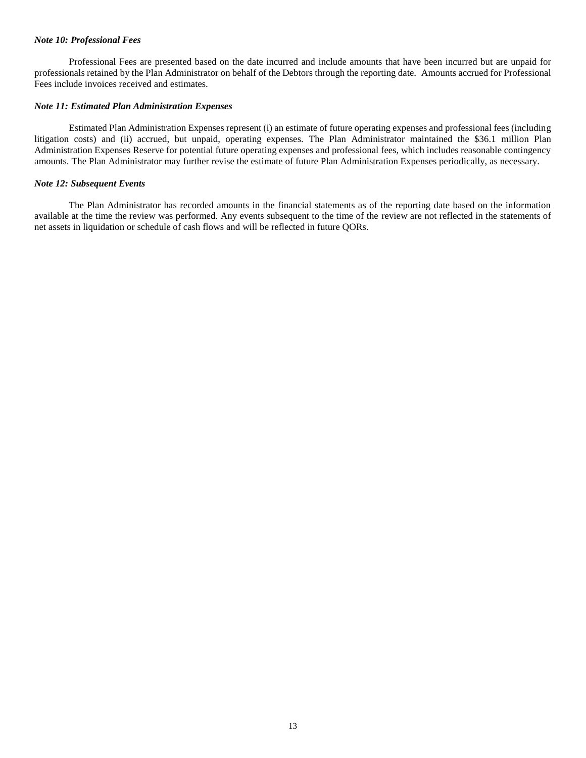***Note 10: Professional Fees***

Professional Fees are presented based on the date incurred and include amounts that have been incurred but are unpaid for professionals retained by the Plan Administrator on behalf of the Debtors through the reporting date. Amounts accrued for Professional Fees include invoices received and estimates.

***Note 11: Estimated Plan Administration Expenses***

Estimated Plan Administration Expenses represent (i) an estimate of future operating expenses and professional fees (including litigation costs) and (ii) accrued, but unpaid, operating expenses. The Plan Administrator maintained the $36.1 million Plan Administration Expenses Reserve for potential future operating expenses and professional fees, which includes reasonable contingency amounts. The Plan Administrator may further revise the estimate of future Plan Administration Expenses periodically, as necessary.

***Note 12: Subsequent Events***

The Plan Administrator has recorded amounts in the financial statements as of the reporting date based on the information available at the time the review was performed. Any events subsequent to the time of the review are not reflected in the statements of net assets in liquidation or schedule of cash flows and will be reflected in future QORs.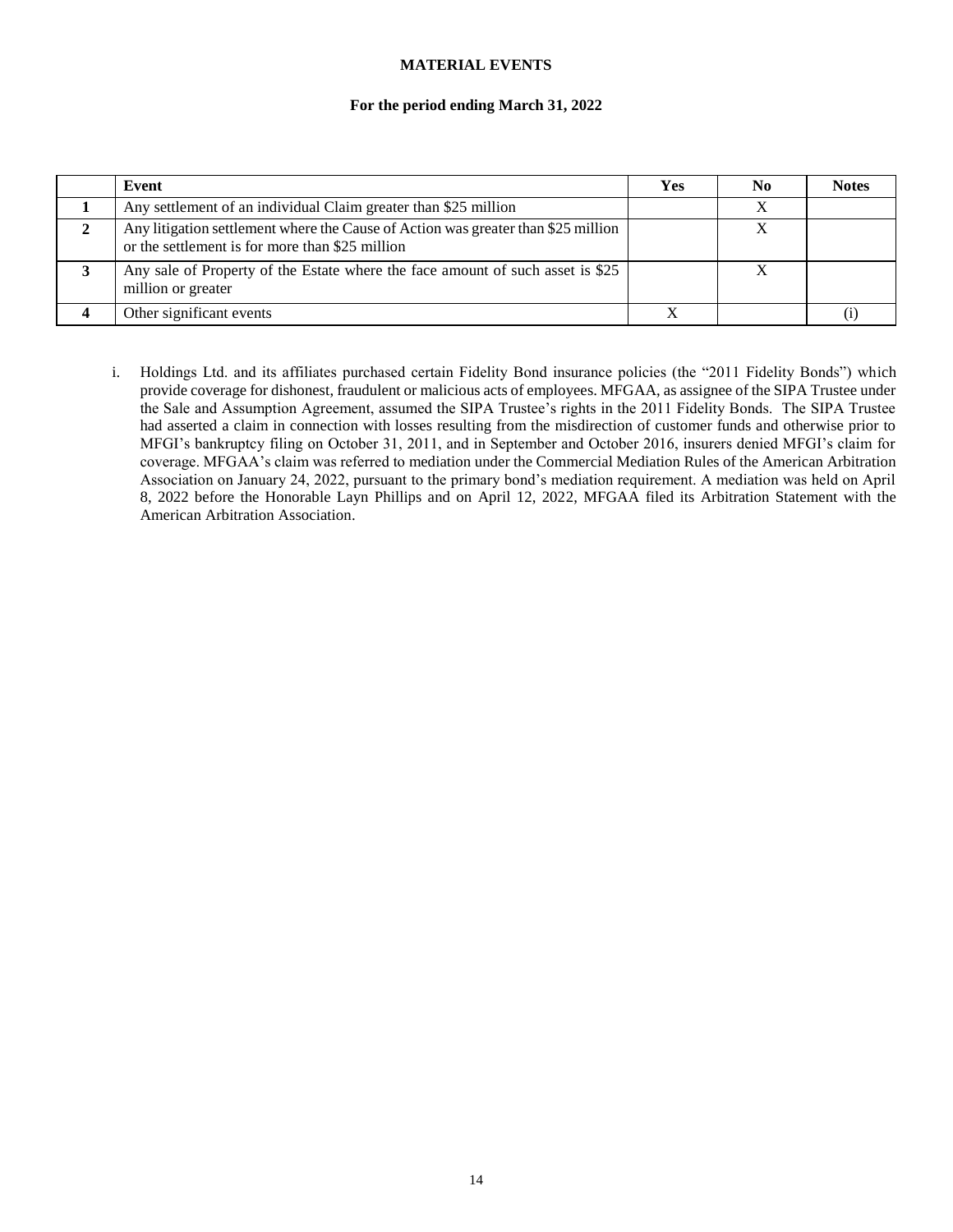**MATERIAL EVENTS**

**For the period ending March 31, 2022**

| | Event | Yes | No | Notes |
|---|---|---|---|---|
| **1** | Any settlement of an individual Claim greater than $25 million | | X | |
| **2** | Any litigation settlement where the Cause of Action was greater than $25 million or the settlement is for more than $25 million | | X | |
| **3** | Any sale of Property of the Estate where the face amount of such asset is $25 million or greater | | X | |
| **4** | Other significant events | X | | (i) |

i. Holdings Ltd. and its affiliates purchased certain Fidelity Bond insurance policies (the "2011 Fidelity Bonds") which provide coverage for dishonest, fraudulent or malicious acts of employees. MFGAA, as assignee of the SIPA Trustee under the Sale and Assumption Agreement, assumed the SIPA Trustee's rights in the 2011 Fidelity Bonds. The SIPA Trustee had asserted a claim in connection with losses resulting from the misdirection of customer funds and otherwise prior to MFGI's bankruptcy filing on October 31, 2011, and in September and October 2016, insurers denied MFGI's claim for coverage. MFGAA's claim was referred to mediation under the Commercial Mediation Rules of the American Arbitration Association on January 24, 2022, pursuant to the primary bond's mediation requirement. A mediation was held on April 8, 2022 before the Honorable Layn Phillips and on April 12, 2022, MFGAA filed its Arbitration Statement with the American Arbitration Association.